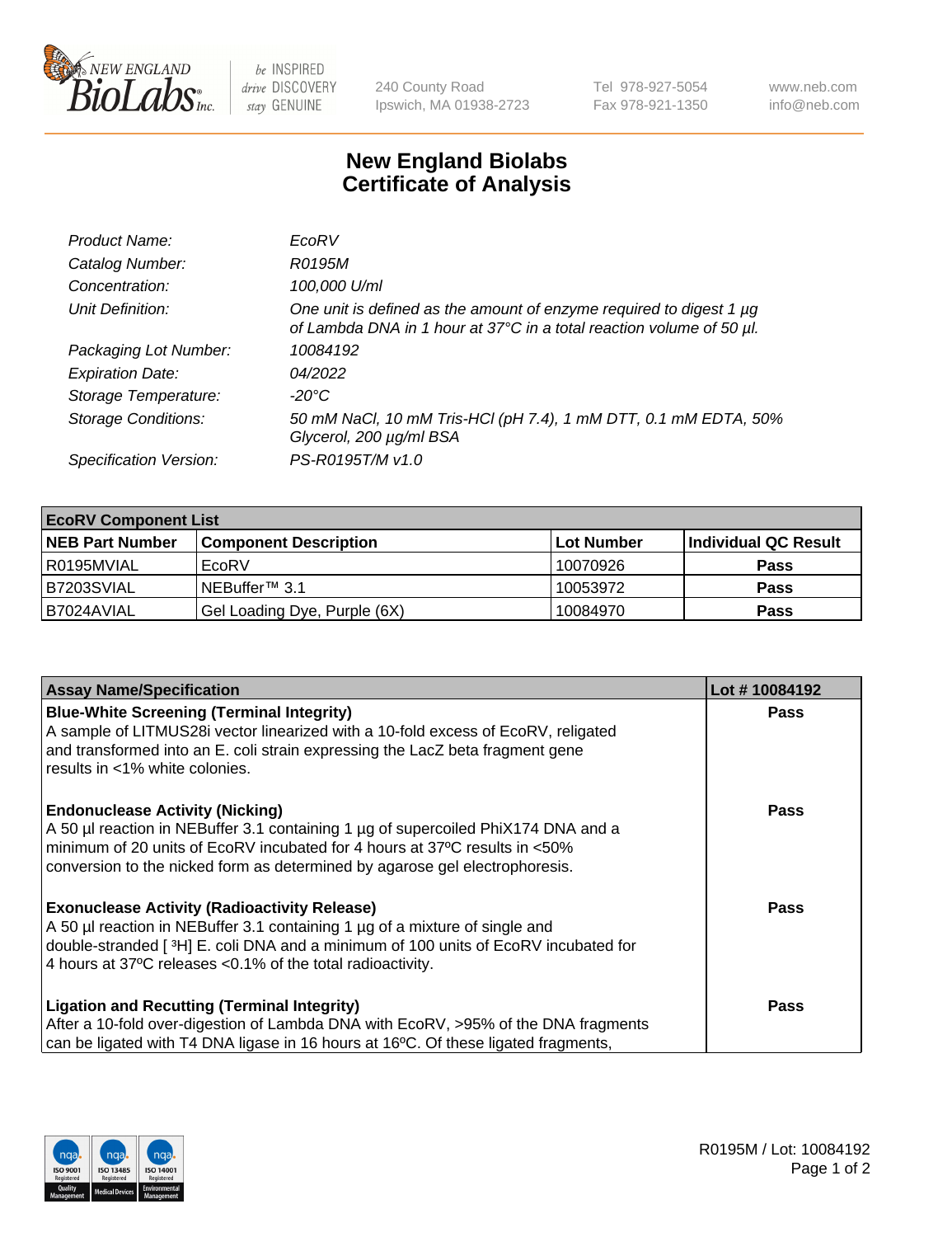New England Biolabs Inc. — be INSPIRED drive DISCOVERY stay GENUINE

240 County Road
Ipswich, MA 01938-2723

Tel 978-927-5054
Fax 978-921-1350

www.neb.com
info@neb.com

# New England Biolabs
# Certificate of Analysis

| | |
|---|---|
| *Product Name:* | *EcoRV* |
| *Catalog Number:* | *R0195M* |
| *Concentration:* | *100,000 U/ml* |
| *Unit Definition:* | *One unit is defined as the amount of enzyme required to digest 1 µg of Lambda DNA in 1 hour at 37°C in a total reaction volume of 50 µl.* |
| *Packaging Lot Number:* | *10084192* |
| *Expiration Date:* | *04/2022* |
| *Storage Temperature:* | *-20°C* |
| *Storage Conditions:* | *50 mM NaCl, 10 mM Tris-HCl (pH 7.4), 1 mM DTT, 0.1 mM EDTA, 50% Glycerol, 200 µg/ml BSA* |
| *Specification Version:* | *PS-R0195T/M v1.0* |

| **EcoRV Component List** | | | |
|---|---|---|---|
| **NEB Part Number** | **Component Description** | **Lot Number** | **Individual QC Result** |
| R0195MVIAL | EcoRV | 10070926 | **Pass** |
| B7203SVIAL | NEBuffer™ 3.1 | 10053972 | **Pass** |
| B7024AVIAL | Gel Loading Dye, Purple (6X) | 10084970 | **Pass** |

| **Assay Name/Specification** | **Lot # 10084192** |
|---|---|
| **Blue-White Screening (Terminal Integrity)**<br>A sample of LITMUS28i vector linearized with a 10-fold excess of EcoRV, religated and transformed into an E. coli strain expressing the LacZ beta fragment gene results in <1% white colonies. | **Pass** |
| **Endonuclease Activity (Nicking)**<br>A 50 µl reaction in NEBuffer 3.1 containing 1 µg of supercoiled PhiX174 DNA and a minimum of 20 units of EcoRV incubated for 4 hours at 37ºC results in <50% conversion to the nicked form as determined by agarose gel electrophoresis. | **Pass** |
| **Exonuclease Activity (Radioactivity Release)**<br>A 50 µl reaction in NEBuffer 3.1 containing 1 µg of a mixture of single and double-stranded [ $^3$H] E. coli DNA and a minimum of 100 units of EcoRV incubated for 4 hours at 37ºC releases <0.1% of the total radioactivity. | **Pass** |
| **Ligation and Recutting (Terminal Integrity)**<br>After a 10-fold over-digestion of Lambda DNA with EcoRV, >95% of the DNA fragments can be ligated with T4 DNA ligase in 16 hours at 16ºC. Of these ligated fragments, | **Pass** |

R0195M / Lot: 10084192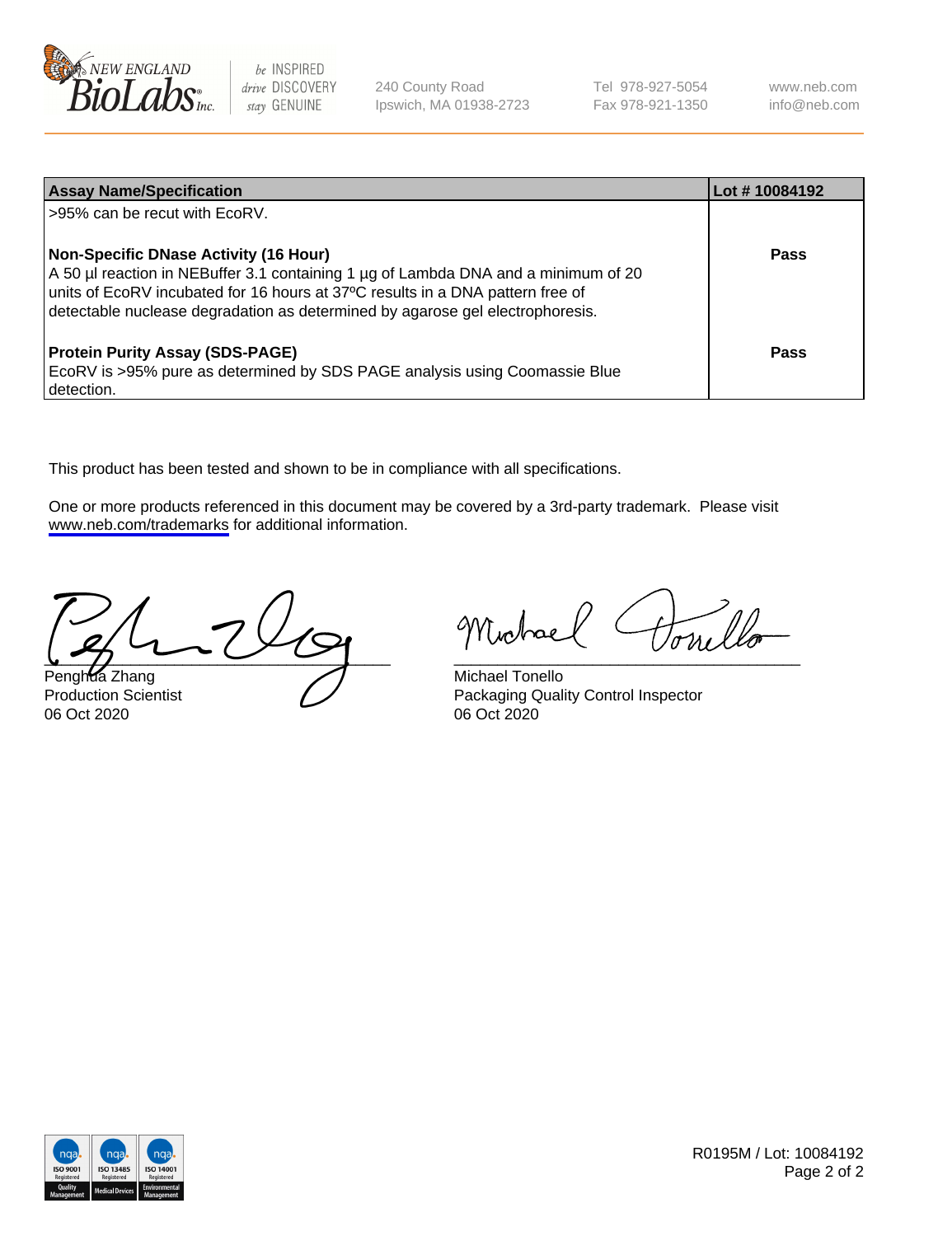NEW ENGLAND BioLabs Inc. — be INSPIRED drive DISCOVERY stay GENUINE

240 County Road
Ipswich, MA 01938-2723

Tel 978-927-5054
Fax 978-921-1350

www.neb.com
info@neb.com

| Assay Name/Specification | Lot # 10084192 |
|---|---|
| >95% can be recut with EcoRV. | |
| **Non-Specific DNase Activity (16 Hour)**<br>A 50 µl reaction in NEBuffer 3.1 containing 1 µg of Lambda DNA and a minimum of 20 units of EcoRV incubated for 16 hours at 37ºC results in a DNA pattern free of detectable nuclease degradation as determined by agarose gel electrophoresis. | **Pass** |
| **Protein Purity Assay (SDS-PAGE)**<br>EcoRV is >95% pure as determined by SDS PAGE analysis using Coomassie Blue detection. | **Pass** |

This product has been tested and shown to be in compliance with all specifications.

One or more products referenced in this document may be covered by a 3rd-party trademark. Please visit www.neb.com/trademarks for additional information.

Penghua Zhang
Production Scientist
06 Oct 2020

Michael Tonello
Packaging Quality Control Inspector
06 Oct 2020

R0195M / Lot: 10084192